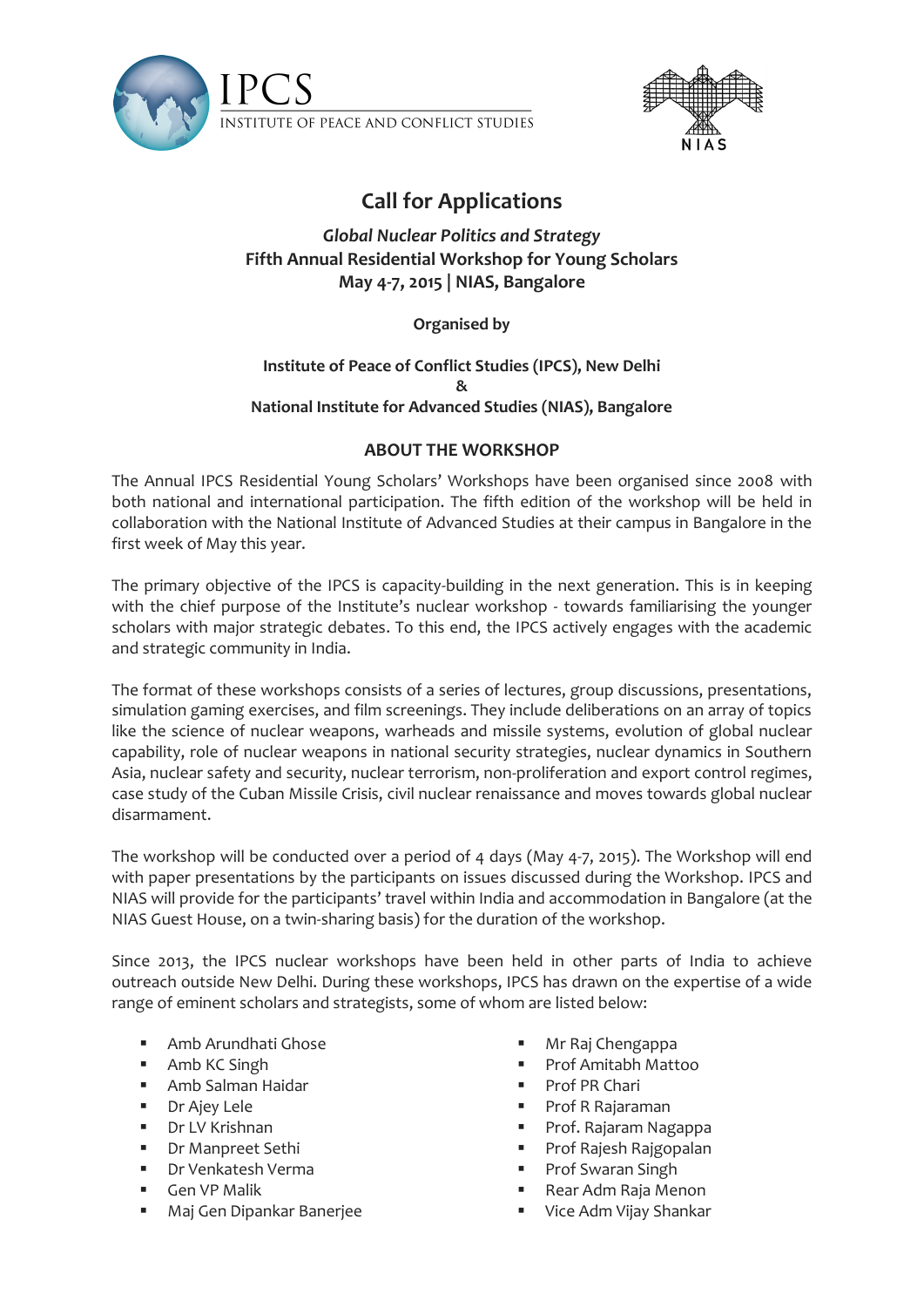IPCS
INSTITUTE OF PEACE AND CONFLICT STUDIES

NIAS

# Call for Applications

### *Global Nuclear Politics and Strategy*
### Fifth Annual Residential Workshop for Young Scholars
### May 4-7, 2015 | NIAS, Bangalore

**Organised by**

**Institute of Peace of Conflict Studies (IPCS), New Delhi**
**&**
**National Institute for Advanced Studies (NIAS), Bangalore**

## ABOUT THE WORKSHOP

The Annual IPCS Residential Young Scholars' Workshops have been organised since 2008 with both national and international participation. The fifth edition of the workshop will be held in collaboration with the National Institute of Advanced Studies at their campus in Bangalore in the first week of May this year.

The primary objective of the IPCS is capacity-building in the next generation. This is in keeping with the chief purpose of the Institute's nuclear workshop - towards familiarising the younger scholars with major strategic debates. To this end, the IPCS actively engages with the academic and strategic community in India.

The format of these workshops consists of a series of lectures, group discussions, presentations, simulation gaming exercises, and film screenings. They include deliberations on an array of topics like the science of nuclear weapons, warheads and missile systems, evolution of global nuclear capability, role of nuclear weapons in national security strategies, nuclear dynamics in Southern Asia, nuclear safety and security, nuclear terrorism, non-proliferation and export control regimes, case study of the Cuban Missile Crisis, civil nuclear renaissance and moves towards global nuclear disarmament.

The workshop will be conducted over a period of 4 days (May 4-7, 2015). The Workshop will end with paper presentations by the participants on issues discussed during the Workshop. IPCS and NIAS will provide for the participants' travel within India and accommodation in Bangalore (at the NIAS Guest House, on a twin-sharing basis) for the duration of the workshop.

Since 2013, the IPCS nuclear workshops have been held in other parts of India to achieve outreach outside New Delhi. During these workshops, IPCS has drawn on the expertise of a wide range of eminent scholars and strategists, some of whom are listed below:

- Amb Arundhati Ghose
- Amb KC Singh
- Amb Salman Haidar
- Dr Ajey Lele
- Dr LV Krishnan
- Dr Manpreet Sethi
- Dr Venkatesh Verma
- Gen VP Malik
- Maj Gen Dipankar Banerjee
- Mr Raj Chengappa
- Prof Amitabh Mattoo
- Prof PR Chari
- Prof R Rajaraman
- Prof. Rajaram Nagappa
- Prof Rajesh Rajgopalan
- Prof Swaran Singh
- Rear Adm Raja Menon
- Vice Adm Vijay Shankar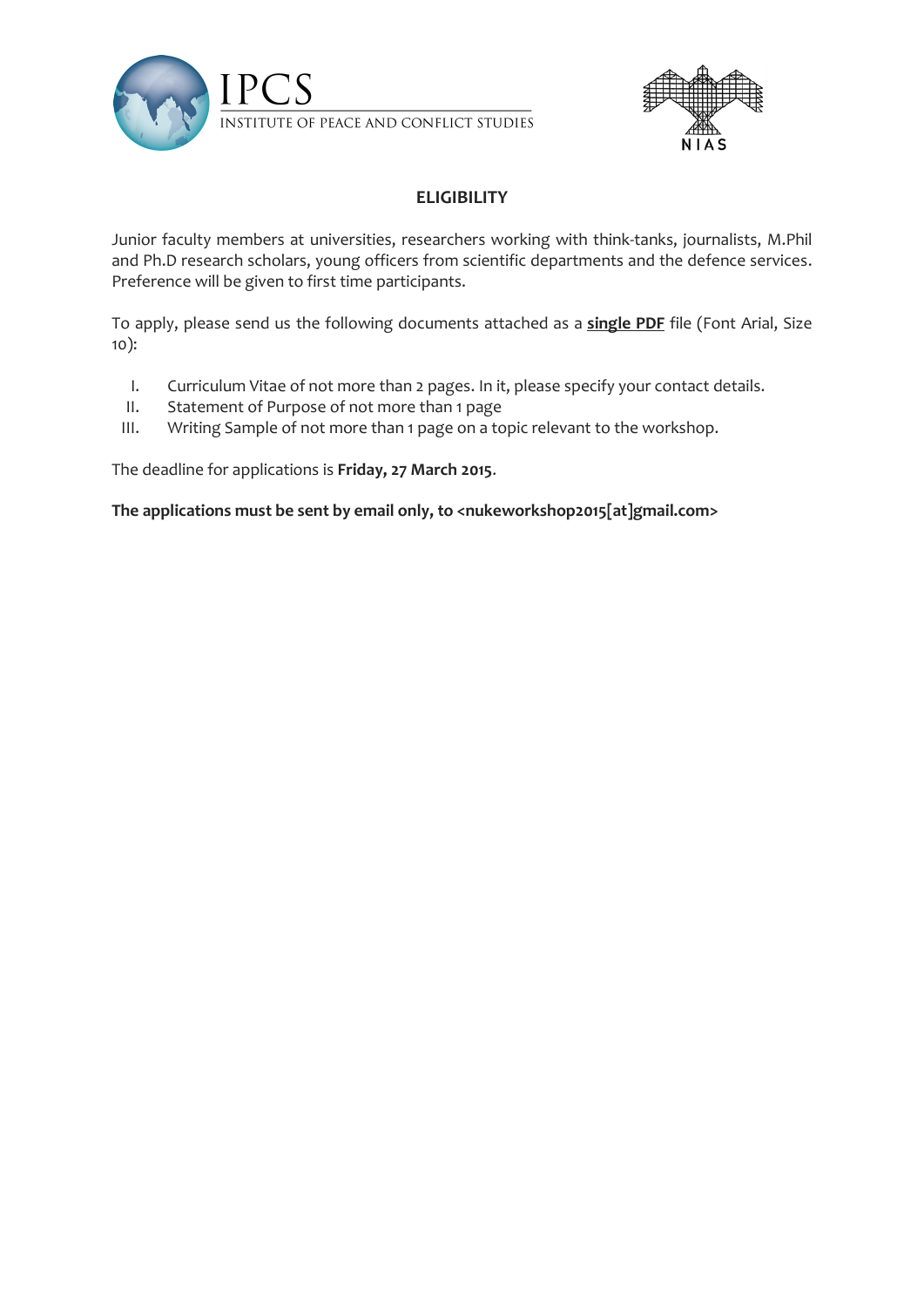IPCS

INSTITUTE OF PEACE AND CONFLICT STUDIES

NIAS

## ELIGIBILITY

Junior faculty members at universities, researchers working with think-tanks, journalists, M.Phil and Ph.D research scholars, young officers from scientific departments and the defence services. Preference will be given to first time participants.

To apply, please send us the following documents attached as a **single PDF** file (Font Arial, Size 10):

I. Curriculum Vitae of not more than 2 pages. In it, please specify your contact details.
II. Statement of Purpose of not more than 1 page
III. Writing Sample of not more than 1 page on a topic relevant to the workshop.

The deadline for applications is **Friday, 27 March 2015**.

**The applications must be sent by email only, to <nukeworkshop2015[at]gmail.com>**